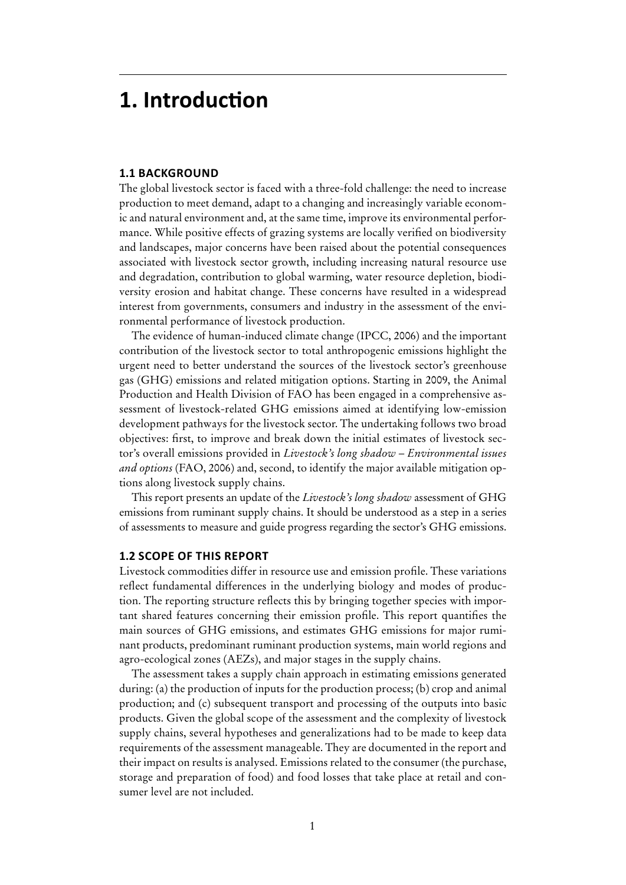# 1. Introduction

## 1.1 BACKGROUND

The global livestock sector is faced with a three-fold challenge: the need to increase production to meet demand, adapt to a changing and increasingly variable economic and natural environment and, at the same time, improve its environmental performance. While positive effects of grazing systems are locally verified on biodiversity and landscapes, major concerns have been raised about the potential consequences associated with livestock sector growth, including increasing natural resource use and degradation, contribution to global warming, water resource depletion, biodiversity erosion and habitat change. These concerns have resulted in a widespread interest from governments, consumers and industry in the assessment of the environmental performance of livestock production.

The evidence of human-induced climate change (IPCC, 2006) and the important contribution of the livestock sector to total anthropogenic emissions highlight the urgent need to better understand the sources of the livestock sector's greenhouse gas (GHG) emissions and related mitigation options. Starting in 2009, the Animal Production and Health Division of FAO has been engaged in a comprehensive assessment of livestock-related GHG emissions aimed at identifying low-emission development pathways for the livestock sector. The undertaking follows two broad objectives: first, to improve and break down the initial estimates of livestock sector's overall emissions provided in *Livestock's long shadow – Environmental issues and options* (FAO, 2006) and, second, to identify the major available mitigation options along livestock supply chains.

This report presents an update of the *Livestock's long shadow* assessment of GHG emissions from ruminant supply chains. It should be understood as a step in a series of assessments to measure and guide progress regarding the sector's GHG emissions.

## 1.2 SCOPE OF THIS REPORT

Livestock commodities differ in resource use and emission profile. These variations reflect fundamental differences in the underlying biology and modes of production. The reporting structure reflects this by bringing together species with important shared features concerning their emission profile. This report quantifies the main sources of GHG emissions, and estimates GHG emissions for major ruminant products, predominant ruminant production systems, main world regions and agro-ecological zones (AEZs), and major stages in the supply chains.

The assessment takes a supply chain approach in estimating emissions generated during: (a) the production of inputs for the production process; (b) crop and animal production; and (c) subsequent transport and processing of the outputs into basic products. Given the global scope of the assessment and the complexity of livestock supply chains, several hypotheses and generalizations had to be made to keep data requirements of the assessment manageable. They are documented in the report and their impact on results is analysed. Emissions related to the consumer (the purchase, storage and preparation of food) and food losses that take place at retail and consumer level are not included.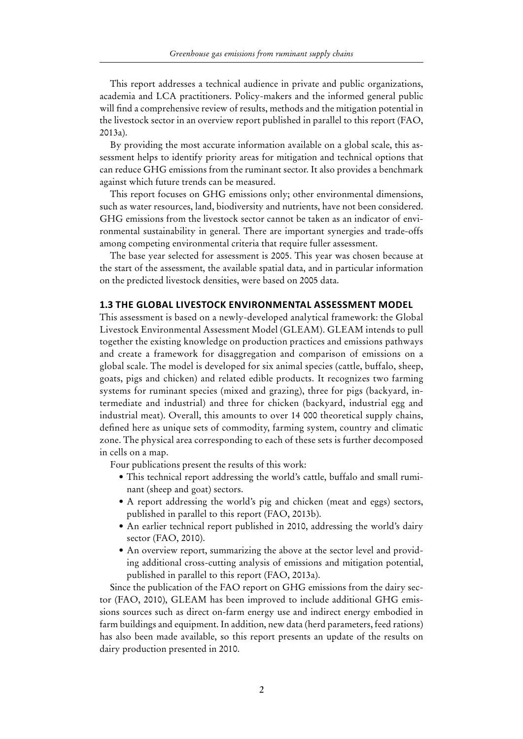This report addresses a technical audience in private and public organizations, academia and LCA practitioners. Policy-makers and the informed general public will find a comprehensive review of results, methods and the mitigation potential in the livestock sector in an overview report published in parallel to this report (FAO, 2013a).

By providing the most accurate information available on a global scale, this assessment helps to identify priority areas for mitigation and technical options that can reduce GHG emissions from the ruminant sector. It also provides a benchmark against which future trends can be measured.

This report focuses on GHG emissions only; other environmental dimensions, such as water resources, land, biodiversity and nutrients, have not been considered. GHG emissions from the livestock sector cannot be taken as an indicator of environmental sustainability in general. There are important synergies and trade-offs among competing environmental criteria that require fuller assessment.

The base year selected for assessment is 2005. This year was chosen because at the start of the assessment, the available spatial data, and in particular information on the predicted livestock densities, were based on 2005 data.

## 1.3 THE GLOBAL LIVESTOCK ENVIRONMENTAL ASSESSMENT MODEL

This assessment is based on a newly-developed analytical framework: the Global Livestock Environmental Assessment Model (GLEAM). GLEAM intends to pull together the existing knowledge on production practices and emissions pathways and create a framework for disaggregation and comparison of emissions on a global scale. The model is developed for six animal species (cattle, buffalo, sheep, goats, pigs and chicken) and related edible products. It recognizes two farming systems for ruminant species (mixed and grazing), three for pigs (backyard, intermediate and industrial) and three for chicken (backyard, industrial egg and industrial meat). Overall, this amounts to over 14 000 theoretical supply chains, defined here as unique sets of commodity, farming system, country and climatic zone. The physical area corresponding to each of these sets is further decomposed in cells on a map.

Four publications present the results of this work:

- This technical report addressing the world's cattle, buffalo and small ruminant (sheep and goat) sectors.
- A report addressing the world's pig and chicken (meat and eggs) sectors, published in parallel to this report (FAO, 2013b).
- An earlier technical report published in 2010, addressing the world's dairy sector (FAO, 2010).
- An overview report, summarizing the above at the sector level and providing additional cross-cutting analysis of emissions and mitigation potential, published in parallel to this report (FAO, 2013a).

Since the publication of the FAO report on GHG emissions from the dairy sector (FAO, 2010), GLEAM has been improved to include additional GHG emissions sources such as direct on-farm energy use and indirect energy embodied in farm buildings and equipment. In addition, new data (herd parameters, feed rations) has also been made available, so this report presents an update of the results on dairy production presented in 2010.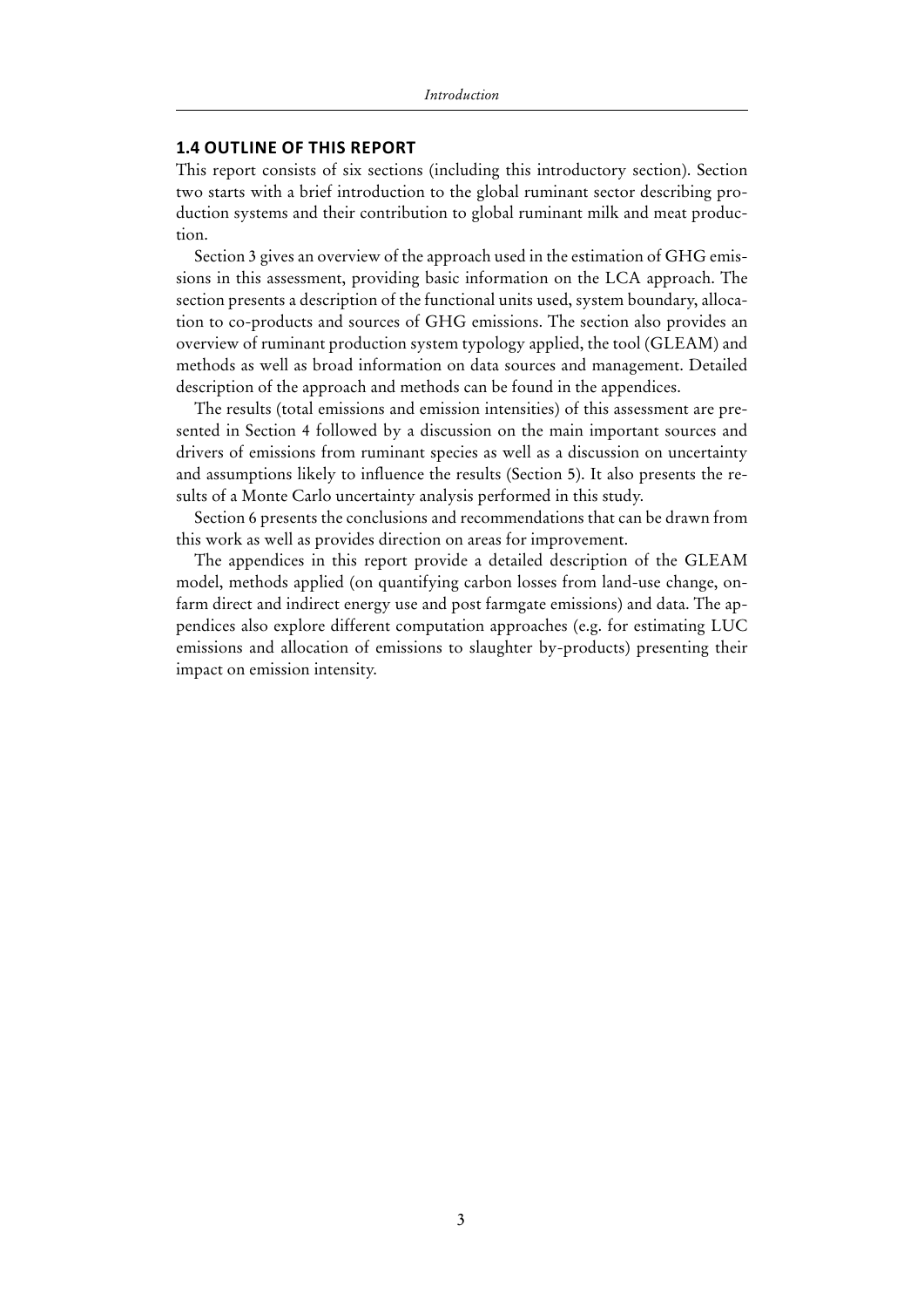## 1.4 OUTLINE OF THIS REPORT

This report consists of six sections (including this introductory section). Section two starts with a brief introduction to the global ruminant sector describing production systems and their contribution to global ruminant milk and meat production.

Section 3 gives an overview of the approach used in the estimation of GHG emissions in this assessment, providing basic information on the LCA approach. The section presents a description of the functional units used, system boundary, allocation to co-products and sources of GHG emissions. The section also provides an overview of ruminant production system typology applied, the tool (GLEAM) and methods as well as broad information on data sources and management. Detailed description of the approach and methods can be found in the appendices.

The results (total emissions and emission intensities) of this assessment are presented in Section 4 followed by a discussion on the main important sources and drivers of emissions from ruminant species as well as a discussion on uncertainty and assumptions likely to influence the results (Section 5). It also presents the results of a Monte Carlo uncertainty analysis performed in this study.

Section 6 presents the conclusions and recommendations that can be drawn from this work as well as provides direction on areas for improvement.

The appendices in this report provide a detailed description of the GLEAM model, methods applied (on quantifying carbon losses from land-use change, on-farm direct and indirect energy use and post farmgate emissions) and data. The appendices also explore different computation approaches (e.g. for estimating LUC emissions and allocation of emissions to slaughter by-products) presenting their impact on emission intensity.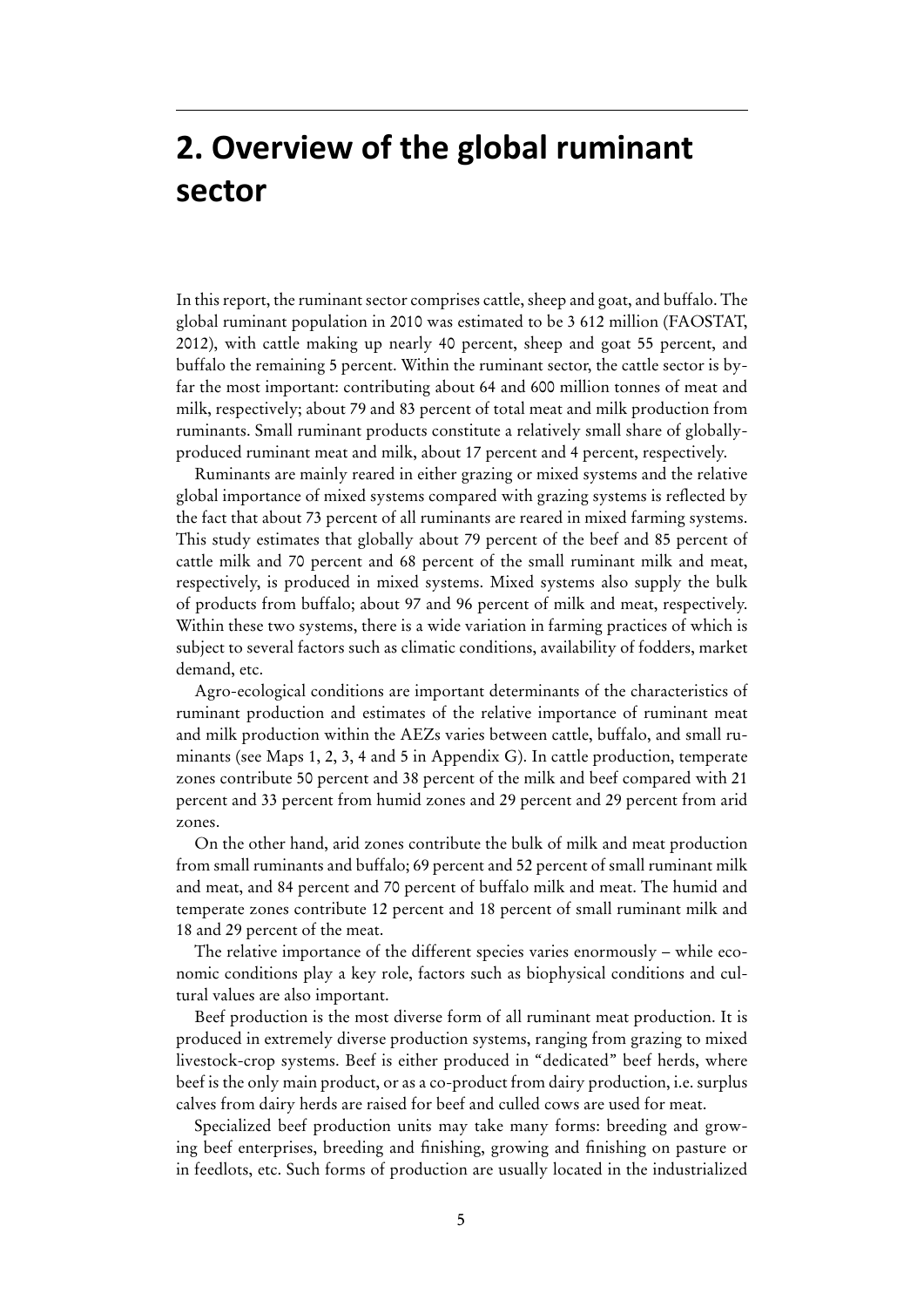# 2. Overview of the global ruminant sector

In this report, the ruminant sector comprises cattle, sheep and goat, and buffalo. The global ruminant population in 2010 was estimated to be 3 612 million (FAOSTAT, 2012), with cattle making up nearly 40 percent, sheep and goat 55 percent, and buffalo the remaining 5 percent. Within the ruminant sector, the cattle sector is by-far the most important: contributing about 64 and 600 million tonnes of meat and milk, respectively; about 79 and 83 percent of total meat and milk production from ruminants. Small ruminant products constitute a relatively small share of globally-produced ruminant meat and milk, about 17 percent and 4 percent, respectively.

Ruminants are mainly reared in either grazing or mixed systems and the relative global importance of mixed systems compared with grazing systems is reflected by the fact that about 73 percent of all ruminants are reared in mixed farming systems. This study estimates that globally about 79 percent of the beef and 85 percent of cattle milk and 70 percent and 68 percent of the small ruminant milk and meat, respectively, is produced in mixed systems. Mixed systems also supply the bulk of products from buffalo; about 97 and 96 percent of milk and meat, respectively. Within these two systems, there is a wide variation in farming practices of which is subject to several factors such as climatic conditions, availability of fodders, market demand, etc.

Agro-ecological conditions are important determinants of the characteristics of ruminant production and estimates of the relative importance of ruminant meat and milk production within the AEZs varies between cattle, buffalo, and small ruminants (see Maps 1, 2, 3, 4 and 5 in Appendix G). In cattle production, temperate zones contribute 50 percent and 38 percent of the milk and beef compared with 21 percent and 33 percent from humid zones and 29 percent and 29 percent from arid zones.

On the other hand, arid zones contribute the bulk of milk and meat production from small ruminants and buffalo; 69 percent and 52 percent of small ruminant milk and meat, and 84 percent and 70 percent of buffalo milk and meat. The humid and temperate zones contribute 12 percent and 18 percent of small ruminant milk and 18 and 29 percent of the meat.

The relative importance of the different species varies enormously – while economic conditions play a key role, factors such as biophysical conditions and cultural values are also important.

Beef production is the most diverse form of all ruminant meat production. It is produced in extremely diverse production systems, ranging from grazing to mixed livestock-crop systems. Beef is either produced in "dedicated" beef herds, where beef is the only main product, or as a co-product from dairy production, i.e. surplus calves from dairy herds are raised for beef and culled cows are used for meat.

Specialized beef production units may take many forms: breeding and growing beef enterprises, breeding and finishing, growing and finishing on pasture or in feedlots, etc. Such forms of production are usually located in the industrialized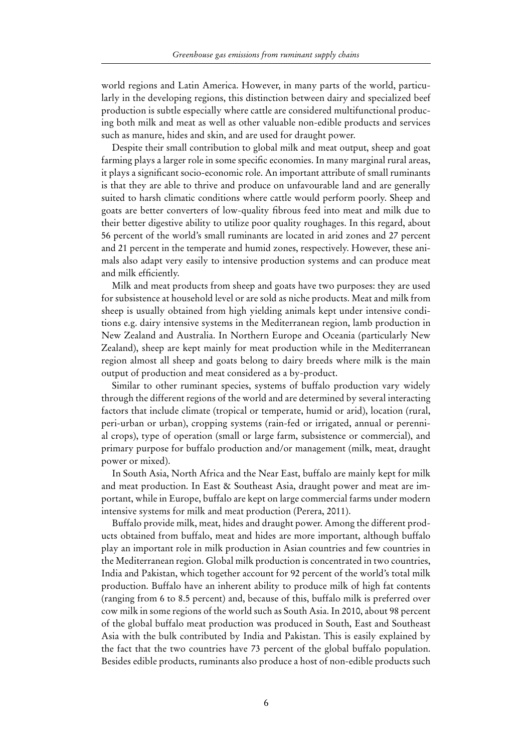world regions and Latin America. However, in many parts of the world, particularly in the developing regions, this distinction between dairy and specialized beef production is subtle especially where cattle are considered multifunctional producing both milk and meat as well as other valuable non-edible products and services such as manure, hides and skin, and are used for draught power.

Despite their small contribution to global milk and meat output, sheep and goat farming plays a larger role in some specific economies. In many marginal rural areas, it plays a significant socio-economic role. An important attribute of small ruminants is that they are able to thrive and produce on unfavourable land and are generally suited to harsh climatic conditions where cattle would perform poorly. Sheep and goats are better converters of low-quality fibrous feed into meat and milk due to their better digestive ability to utilize poor quality roughages. In this regard, about 56 percent of the world's small ruminants are located in arid zones and 27 percent and 21 percent in the temperate and humid zones, respectively. However, these animals also adapt very easily to intensive production systems and can produce meat and milk efficiently.

Milk and meat products from sheep and goats have two purposes: they are used for subsistence at household level or are sold as niche products. Meat and milk from sheep is usually obtained from high yielding animals kept under intensive conditions e.g. dairy intensive systems in the Mediterranean region, lamb production in New Zealand and Australia. In Northern Europe and Oceania (particularly New Zealand), sheep are kept mainly for meat production while in the Mediterranean region almost all sheep and goats belong to dairy breeds where milk is the main output of production and meat considered as a by-product.

Similar to other ruminant species, systems of buffalo production vary widely through the different regions of the world and are determined by several interacting factors that include climate (tropical or temperate, humid or arid), location (rural, peri-urban or urban), cropping systems (rain-fed or irrigated, annual or perennial crops), type of operation (small or large farm, subsistence or commercial), and primary purpose for buffalo production and/or management (milk, meat, draught power or mixed).

In South Asia, North Africa and the Near East, buffalo are mainly kept for milk and meat production. In East & Southeast Asia, draught power and meat are important, while in Europe, buffalo are kept on large commercial farms under modern intensive systems for milk and meat production (Perera, 2011).

Buffalo provide milk, meat, hides and draught power. Among the different products obtained from buffalo, meat and hides are more important, although buffalo play an important role in milk production in Asian countries and few countries in the Mediterranean region. Global milk production is concentrated in two countries, India and Pakistan, which together account for 92 percent of the world's total milk production. Buffalo have an inherent ability to produce milk of high fat contents (ranging from 6 to 8.5 percent) and, because of this, buffalo milk is preferred over cow milk in some regions of the world such as South Asia. In 2010, about 98 percent of the global buffalo meat production was produced in South, East and Southeast Asia with the bulk contributed by India and Pakistan. This is easily explained by the fact that the two countries have 73 percent of the global buffalo population. Besides edible products, ruminants also produce a host of non-edible products such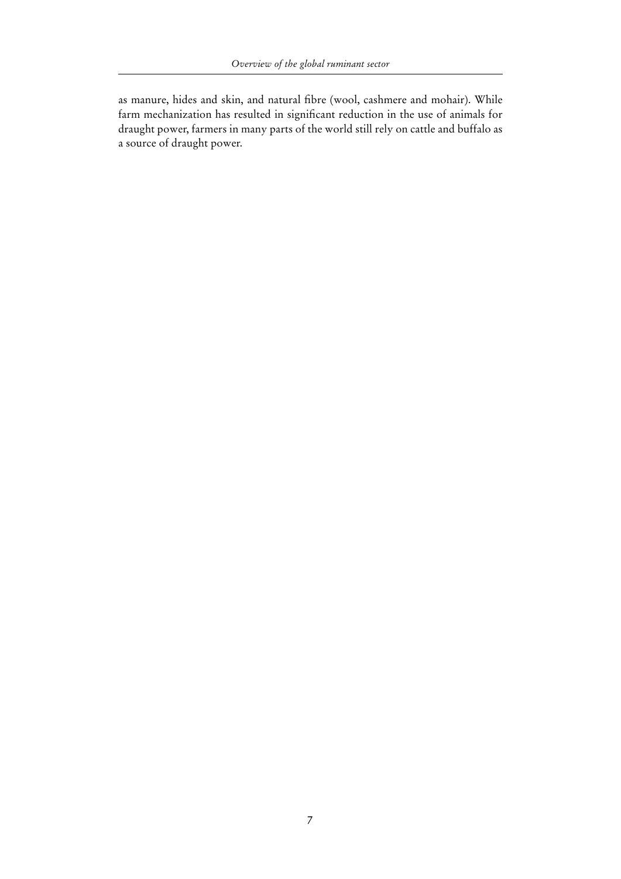as manure, hides and skin, and natural fibre (wool, cashmere and mohair). While farm mechanization has resulted in significant reduction in the use of animals for draught power, farmers in many parts of the world still rely on cattle and buffalo as a source of draught power.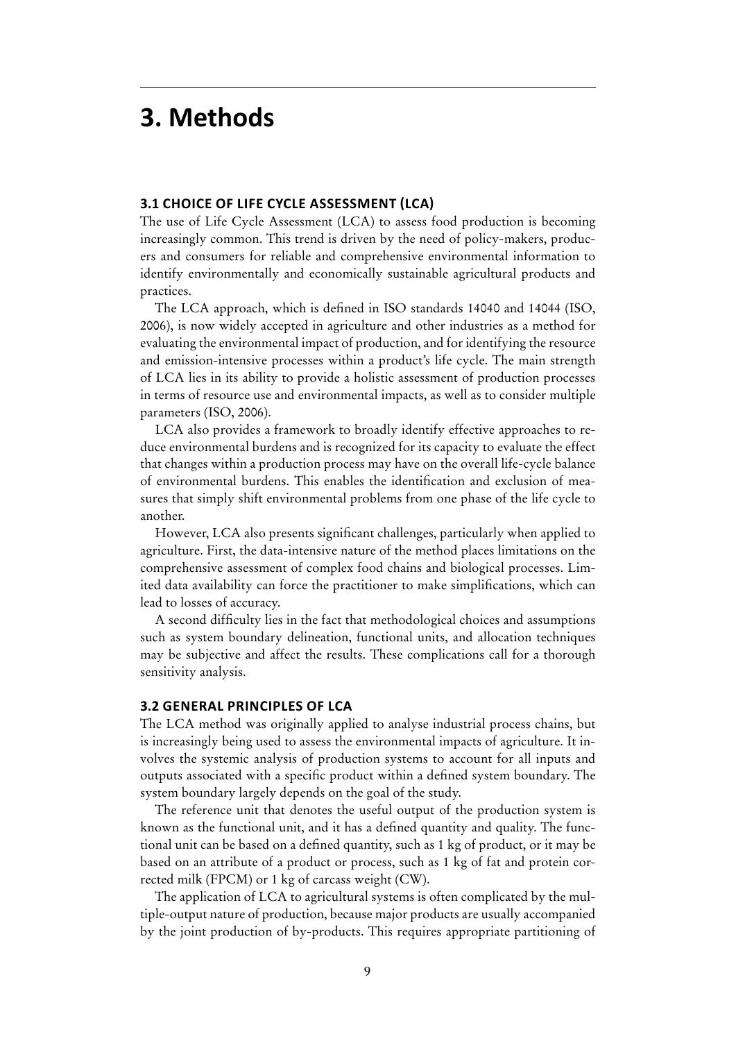# 3. Methods

## 3.1 CHOICE OF LIFE CYCLE ASSESSMENT (LCA)

The use of Life Cycle Assessment (LCA) to assess food production is becoming increasingly common. This trend is driven by the need of policy-makers, producers and consumers for reliable and comprehensive environmental information to identify environmentally and economically sustainable agricultural products and practices.

The LCA approach, which is defined in ISO standards 14040 and 14044 (ISO, 2006), is now widely accepted in agriculture and other industries as a method for evaluating the environmental impact of production, and for identifying the resource and emission-intensive processes within a product's life cycle. The main strength of LCA lies in its ability to provide a holistic assessment of production processes in terms of resource use and environmental impacts, as well as to consider multiple parameters (ISO, 2006).

LCA also provides a framework to broadly identify effective approaches to reduce environmental burdens and is recognized for its capacity to evaluate the effect that changes within a production process may have on the overall life-cycle balance of environmental burdens. This enables the identification and exclusion of measures that simply shift environmental problems from one phase of the life cycle to another.

However, LCA also presents significant challenges, particularly when applied to agriculture. First, the data-intensive nature of the method places limitations on the comprehensive assessment of complex food chains and biological processes. Limited data availability can force the practitioner to make simplifications, which can lead to losses of accuracy.

A second difficulty lies in the fact that methodological choices and assumptions such as system boundary delineation, functional units, and allocation techniques may be subjective and affect the results. These complications call for a thorough sensitivity analysis.

## 3.2 GENERAL PRINCIPLES OF LCA

The LCA method was originally applied to analyse industrial process chains, but is increasingly being used to assess the environmental impacts of agriculture. It involves the systemic analysis of production systems to account for all inputs and outputs associated with a specific product within a defined system boundary. The system boundary largely depends on the goal of the study.

The reference unit that denotes the useful output of the production system is known as the functional unit, and it has a defined quantity and quality. The functional unit can be based on a defined quantity, such as 1 kg of product, or it may be based on an attribute of a product or process, such as 1 kg of fat and protein corrected milk (FPCM) or 1 kg of carcass weight (CW).

The application of LCA to agricultural systems is often complicated by the multiple-output nature of production, because major products are usually accompanied by the joint production of by-products. This requires appropriate partitioning of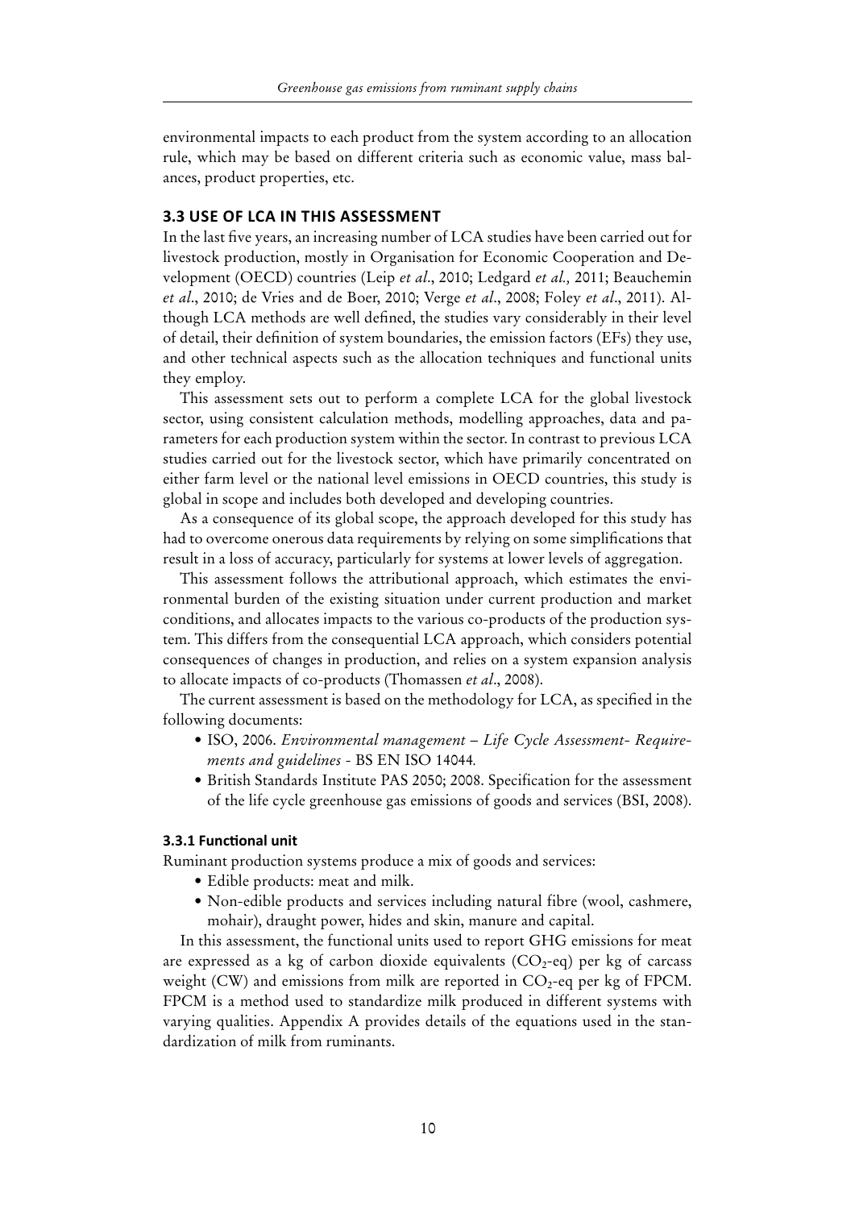environmental impacts to each product from the system according to an allocation rule, which may be based on different criteria such as economic value, mass balances, product properties, etc.

## 3.3 USE OF LCA IN THIS ASSESSMENT

In the last five years, an increasing number of LCA studies have been carried out for livestock production, mostly in Organisation for Economic Cooperation and Development (OECD) countries (Leip *et al*., 2010; Ledgard *et al.,* 2011; Beauchemin *et al*., 2010; de Vries and de Boer, 2010; Verge *et al*., 2008; Foley *et al*., 2011). Although LCA methods are well defined, the studies vary considerably in their level of detail, their definition of system boundaries, the emission factors (EFs) they use, and other technical aspects such as the allocation techniques and functional units they employ.

This assessment sets out to perform a complete LCA for the global livestock sector, using consistent calculation methods, modelling approaches, data and parameters for each production system within the sector. In contrast to previous LCA studies carried out for the livestock sector, which have primarily concentrated on either farm level or the national level emissions in OECD countries, this study is global in scope and includes both developed and developing countries.

As a consequence of its global scope, the approach developed for this study has had to overcome onerous data requirements by relying on some simplifications that result in a loss of accuracy, particularly for systems at lower levels of aggregation.

This assessment follows the attributional approach, which estimates the environmental burden of the existing situation under current production and market conditions, and allocates impacts to the various co-products of the production system. This differs from the consequential LCA approach, which considers potential consequences of changes in production, and relies on a system expansion analysis to allocate impacts of co-products (Thomassen *et al*., 2008).

The current assessment is based on the methodology for LCA, as specified in the following documents:

- ISO, 2006. *Environmental management – Life Cycle Assessment- Requirements and guidelines* - BS EN ISO 14044*.*
- British Standards Institute PAS 2050; 2008. Specification for the assessment of the life cycle greenhouse gas emissions of goods and services (BSI, 2008).

### 3.3.1 Functional unit

Ruminant production systems produce a mix of goods and services:

- Edible products: meat and milk.
- Non-edible products and services including natural fibre (wool, cashmere, mohair), draught power, hides and skin, manure and capital.

In this assessment, the functional units used to report GHG emissions for meat are expressed as a kg of carbon dioxide equivalents ($CO_2$-eq) per kg of carcass weight (CW) and emissions from milk are reported in $CO_2$-eq per kg of FPCM. FPCM is a method used to standardize milk produced in different systems with varying qualities. Appendix A provides details of the equations used in the standardization of milk from ruminants.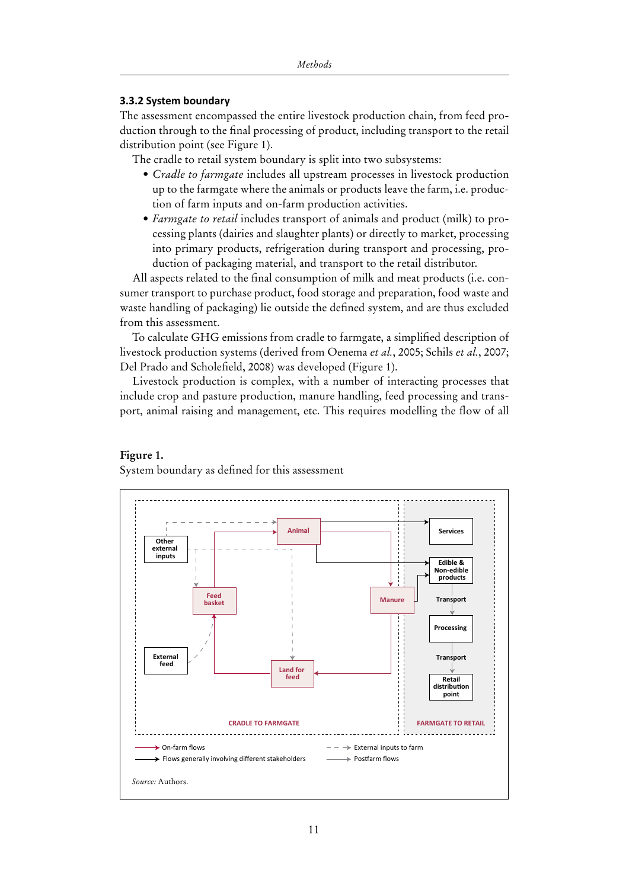### 3.3.2 System boundary

The assessment encompassed the entire livestock production chain, from feed production through to the final processing of product, including transport to the retail distribution point (see Figure 1).

The cradle to retail system boundary is split into two subsystems:

- *Cradle to farmgate* includes all upstream processes in livestock production up to the farmgate where the animals or products leave the farm, i.e. production of farm inputs and on-farm production activities.
- *Farmgate to retail* includes transport of animals and product (milk) to processing plants (dairies and slaughter plants) or directly to market, processing into primary products, refrigeration during transport and processing, production of packaging material, and transport to the retail distributor.

All aspects related to the final consumption of milk and meat products (i.e. consumer transport to purchase product, food storage and preparation, food waste and waste handling of packaging) lie outside the defined system, and are thus excluded from this assessment.

To calculate GHG emissions from cradle to farmgate, a simplified description of livestock production systems (derived from Oenema *et al.*, 2005; Schils *et al.*, 2007; Del Prado and Scholefield, 2008) was developed (Figure 1).

Livestock production is complex, with a number of interacting processes that include crop and pasture production, manure handling, feed processing and transport, animal raising and management, etc. This requires modelling the flow of all

**Figure 1.**
System boundary as defined for this assessment

*Source:* Authors.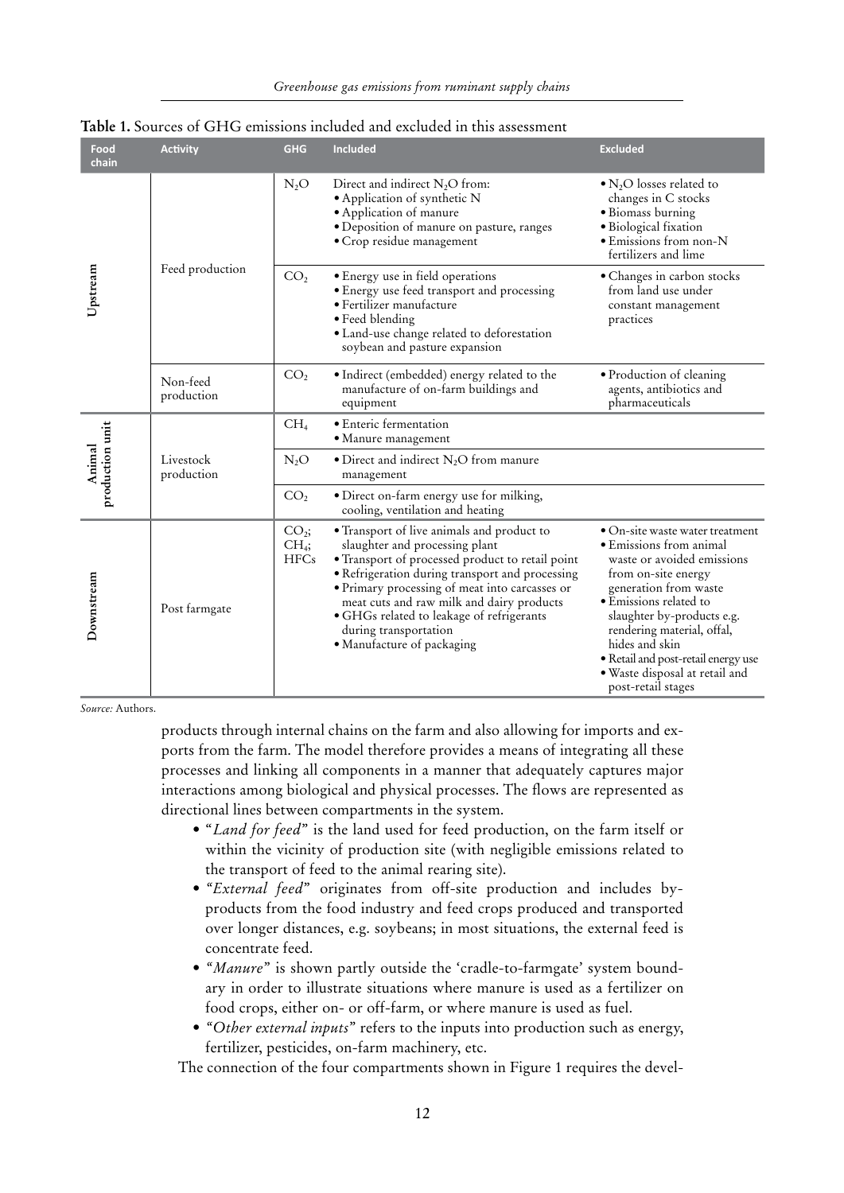**Table 1.** Sources of GHG emissions included and excluded in this assessment

| Food chain | Activity | GHG | Included | Excluded |
|---|---|---|---|---|
| Upstream | Feed production | $N_2O$ | Direct and indirect $N_2O$ from: • Application of synthetic N • Application of manure • Deposition of manure on pasture, ranges • Crop residue management | • $N_2O$ losses related to changes in C stocks • Biomass burning • Biological fixation • Emissions from non-N fertilizers and lime |
| | | $CO_2$ | • Energy use in field operations • Energy use feed transport and processing • Fertilizer manufacture • Feed blending • Land-use change related to deforestation soybean and pasture expansion | • Changes in carbon stocks from land use under constant management practices |
| | Non-feed production | $CO_2$ | • Indirect (embedded) energy related to the manufacture of on-farm buildings and equipment | • Production of cleaning agents, antibiotics and pharmaceuticals |
| Animal production unit | Livestock production | $CH_4$ | • Enteric fermentation • Manure management | |
| | | $N_2O$ | • Direct and indirect $N_2O$ from manure management | |
| | | $CO_2$ | • Direct on-farm energy use for milking, cooling, ventilation and heating | |
| Downstream | Post farmgate | $CO_2$; $CH_4$; HFCs | • Transport of live animals and product to slaughter and processing plant • Transport of processed product to retail point • Refrigeration during transport and processing • Primary processing of meat into carcasses or meat cuts and raw milk and dairy products • GHGs related to leakage of refrigerants during transportation • Manufacture of packaging | • On-site waste water treatment • Emissions from animal waste or avoided emissions from on-site energy generation from waste • Emissions related to slaughter by-products e.g. rendering material, offal, hides and skin • Retail and post-retail energy use • Waste disposal at retail and post-retail stages |

*Source:* Authors.

products through internal chains on the farm and also allowing for imports and exports from the farm. The model therefore provides a means of integrating all these processes and linking all components in a manner that adequately captures major interactions among biological and physical processes. The flows are represented as directional lines between compartments in the system.

- "*Land for feed*" is the land used for feed production, on the farm itself or within the vicinity of production site (with negligible emissions related to the transport of feed to the animal rearing site).
- "*External feed*" originates from off-site production and includes by-products from the food industry and feed crops produced and transported over longer distances, e.g. soybeans; in most situations, the external feed is concentrate feed.
- "*Manure*" is shown partly outside the 'cradle-to-farmgate' system boundary in order to illustrate situations where manure is used as a fertilizer on food crops, either on- or off-farm, or where manure is used as fuel.
- "*Other external inputs*" refers to the inputs into production such as energy, fertilizer, pesticides, on-farm machinery, etc.

The connection of the four compartments shown in Figure 1 requires the devel-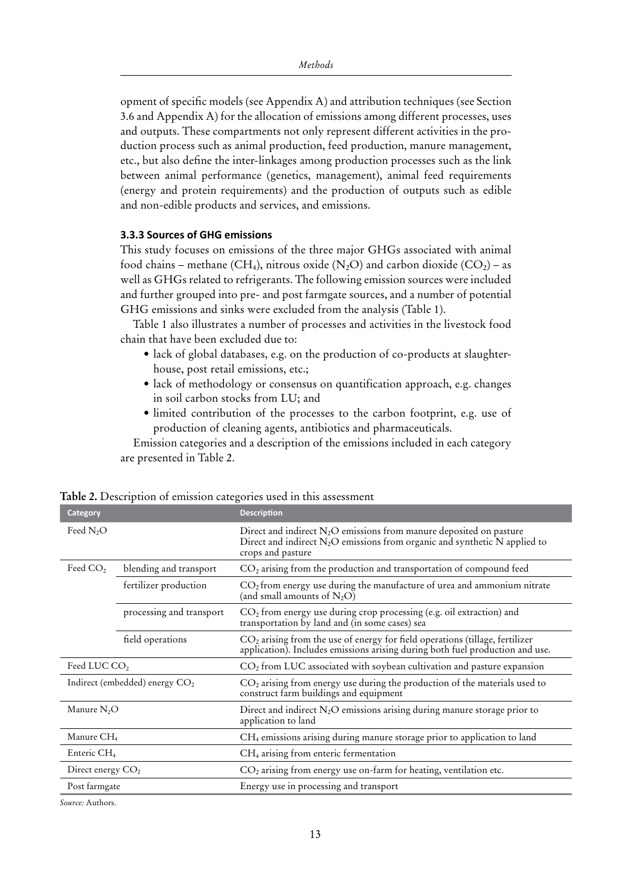opment of specific models (see Appendix A) and attribution techniques (see Section 3.6 and Appendix A) for the allocation of emissions among different processes, uses and outputs. These compartments not only represent different activities in the production process such as animal production, feed production, manure management, etc., but also define the inter-linkages among production processes such as the link between animal performance (genetics, management), animal feed requirements (energy and protein requirements) and the production of outputs such as edible and non-edible products and services, and emissions.

### 3.3.3 Sources of GHG emissions

This study focuses on emissions of the three major GHGs associated with animal food chains – methane ($CH_4$), nitrous oxide ($N_2O$) and carbon dioxide ($CO_2$) – as well as GHGs related to refrigerants. The following emission sources were included and further grouped into pre- and post farmgate sources, and a number of potential GHG emissions and sinks were excluded from the analysis (Table 1).

Table 1 also illustrates a number of processes and activities in the livestock food chain that have been excluded due to:

- lack of global databases, e.g. on the production of co-products at slaughterhouse, post retail emissions, etc.;
- lack of methodology or consensus on quantification approach, e.g. changes in soil carbon stocks from LU; and
- limited contribution of the processes to the carbon footprint, e.g. use of production of cleaning agents, antibiotics and pharmaceuticals.

Emission categories and a description of the emissions included in each category are presented in Table 2.

**Table 2.** Description of emission categories used in this assessment

| Category | | Description |
|---|---|---|
| Feed $N_2O$ | | Direct and indirect $N_2O$ emissions from manure deposited on pasture<br>Direct and indirect $N_2O$ emissions from organic and synthetic N applied to crops and pasture |
| Feed $CO_2$ | blending and transport | $CO_2$ arising from the production and transportation of compound feed |
| | fertilizer production | $CO_2$ from energy use during the manufacture of urea and ammonium nitrate (and small amounts of $N_2O$) |
| | processing and transport | $CO_2$ from energy use during crop processing (e.g. oil extraction) and transportation by land and (in some cases) sea |
| | field operations | $CO_2$ arising from the use of energy for field operations (tillage, fertilizer application). Includes emissions arising during both fuel production and use. |
| Feed LUC $CO_2$ | | $CO_2$ from LUC associated with soybean cultivation and pasture expansion |
| Indirect (embedded) energy $CO_2$ | | $CO_2$ arising from energy use during the production of the materials used to construct farm buildings and equipment |
| Manure $N_2O$ | | Direct and indirect $N_2O$ emissions arising during manure storage prior to application to land |
| Manure $CH_4$ | | $CH_4$ emissions arising during manure storage prior to application to land |
| Enteric $CH_4$ | | $CH_4$ arising from enteric fermentation |
| Direct energy $CO_2$ | | $CO_2$ arising from energy use on-farm for heating, ventilation etc. |
| Post farmgate | | Energy use in processing and transport |

*Source:* Authors.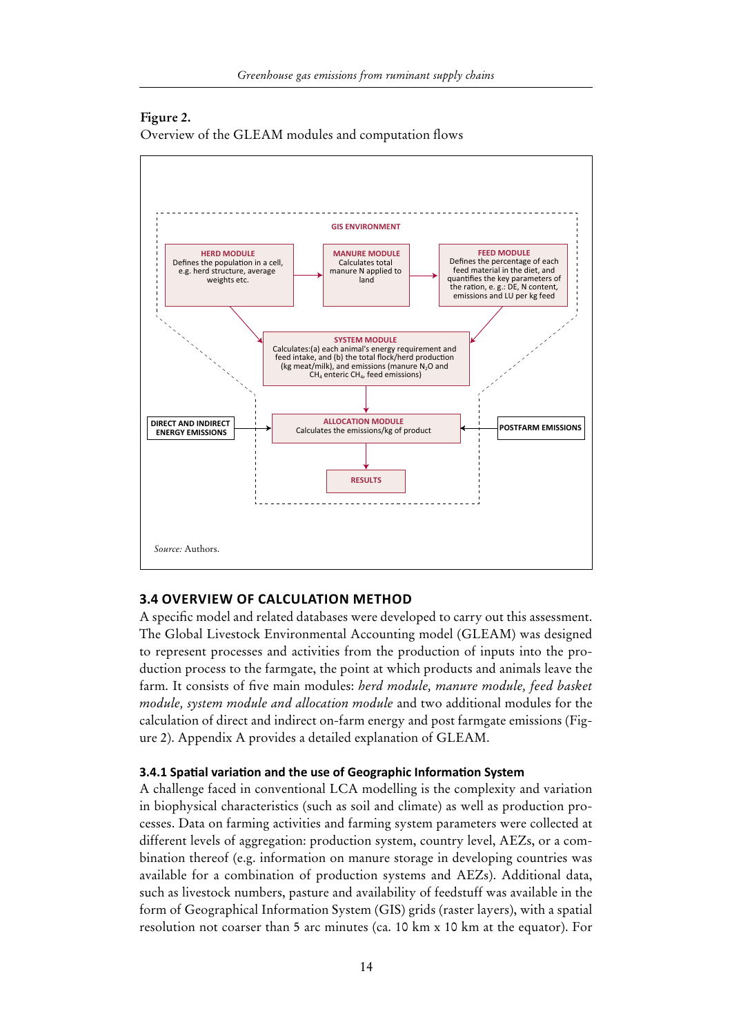**Figure 2.**
Overview of the GLEAM modules and computation flows

GIS ENVIRONMENT

HERD MODULE
Defines the population in a cell, e.g. herd structure, average weights etc.

MANURE MODULE
Calculates total manure N applied to land

FEED MODULE
Defines the percentage of each feed material in the diet, and quantifies the key parameters of the ration, e. g.: DE, N content, emissions and LU per kg feed

SYSTEM MODULE
Calculates:(a) each animal's energy requirement and feed intake, and (b) the total flock/herd production (kg meat/milk), and emissions (manure $N_2O$ and $CH_4$ enteric $CH_4$, feed emissions)

DIRECT AND INDIRECT ENERGY EMISSIONS

ALLOCATION MODULE
Calculates the emissions/kg of product

POSTFARM EMISSIONS

RESULTS

*Source:* Authors.

## 3.4 OVERVIEW OF CALCULATION METHOD

A specific model and related databases were developed to carry out this assessment. The Global Livestock Environmental Accounting model (GLEAM) was designed to represent processes and activities from the production of inputs into the production process to the farmgate, the point at which products and animals leave the farm. It consists of five main modules: *herd module, manure module, feed basket module, system module and allocation module* and two additional modules for the calculation of direct and indirect on-farm energy and post farmgate emissions (Figure 2). Appendix A provides a detailed explanation of GLEAM.

### 3.4.1 Spatial variation and the use of Geographic Information System

A challenge faced in conventional LCA modelling is the complexity and variation in biophysical characteristics (such as soil and climate) as well as production processes. Data on farming activities and farming system parameters were collected at different levels of aggregation: production system, country level, AEZs, or a combination thereof (e.g. information on manure storage in developing countries was available for a combination of production systems and AEZs). Additional data, such as livestock numbers, pasture and availability of feedstuff was available in the form of Geographical Information System (GIS) grids (raster layers), with a spatial resolution not coarser than 5 arc minutes (ca. 10 km x 10 km at the equator). For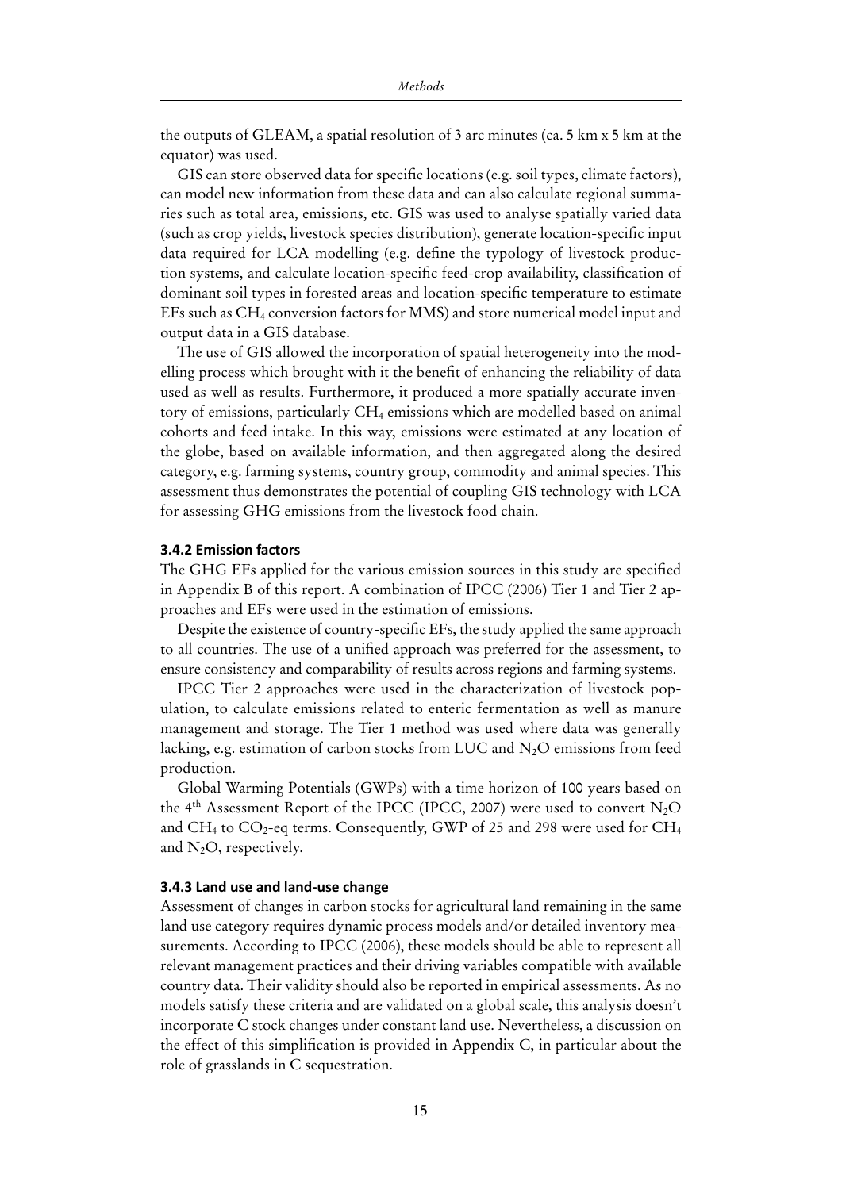the outputs of GLEAM, a spatial resolution of 3 arc minutes (ca. 5 km x 5 km at the equator) was used.

GIS can store observed data for specific locations (e.g. soil types, climate factors), can model new information from these data and can also calculate regional summaries such as total area, emissions, etc. GIS was used to analyse spatially varied data (such as crop yields, livestock species distribution), generate location-specific input data required for LCA modelling (e.g. define the typology of livestock production systems, and calculate location-specific feed-crop availability, classification of dominant soil types in forested areas and location-specific temperature to estimate EFs such as $CH_4$ conversion factors for MMS) and store numerical model input and output data in a GIS database.

The use of GIS allowed the incorporation of spatial heterogeneity into the modelling process which brought with it the benefit of enhancing the reliability of data used as well as results. Furthermore, it produced a more spatially accurate inventory of emissions, particularly $CH_4$ emissions which are modelled based on animal cohorts and feed intake. In this way, emissions were estimated at any location of the globe, based on available information, and then aggregated along the desired category, e.g. farming systems, country group, commodity and animal species. This assessment thus demonstrates the potential of coupling GIS technology with LCA for assessing GHG emissions from the livestock food chain.

### 3.4.2 Emission factors

The GHG EFs applied for the various emission sources in this study are specified in Appendix B of this report. A combination of IPCC (2006) Tier 1 and Tier 2 approaches and EFs were used in the estimation of emissions.

Despite the existence of country-specific EFs, the study applied the same approach to all countries. The use of a unified approach was preferred for the assessment, to ensure consistency and comparability of results across regions and farming systems.

IPCC Tier 2 approaches were used in the characterization of livestock population, to calculate emissions related to enteric fermentation as well as manure management and storage. The Tier 1 method was used where data was generally lacking, e.g. estimation of carbon stocks from LUC and $N_2O$ emissions from feed production.

Global Warming Potentials (GWPs) with a time horizon of 100 years based on the 4th Assessment Report of the IPCC (IPCC, 2007) were used to convert $N_2O$ and $CH_4$ to $CO_2$-eq terms. Consequently, GWP of 25 and 298 were used for $CH_4$ and $N_2O$, respectively.

### 3.4.3 Land use and land-use change

Assessment of changes in carbon stocks for agricultural land remaining in the same land use category requires dynamic process models and/or detailed inventory measurements. According to IPCC (2006), these models should be able to represent all relevant management practices and their driving variables compatible with available country data. Their validity should also be reported in empirical assessments. As no models satisfy these criteria and are validated on a global scale, this analysis doesn't incorporate C stock changes under constant land use. Nevertheless, a discussion on the effect of this simplification is provided in Appendix C, in particular about the role of grasslands in C sequestration.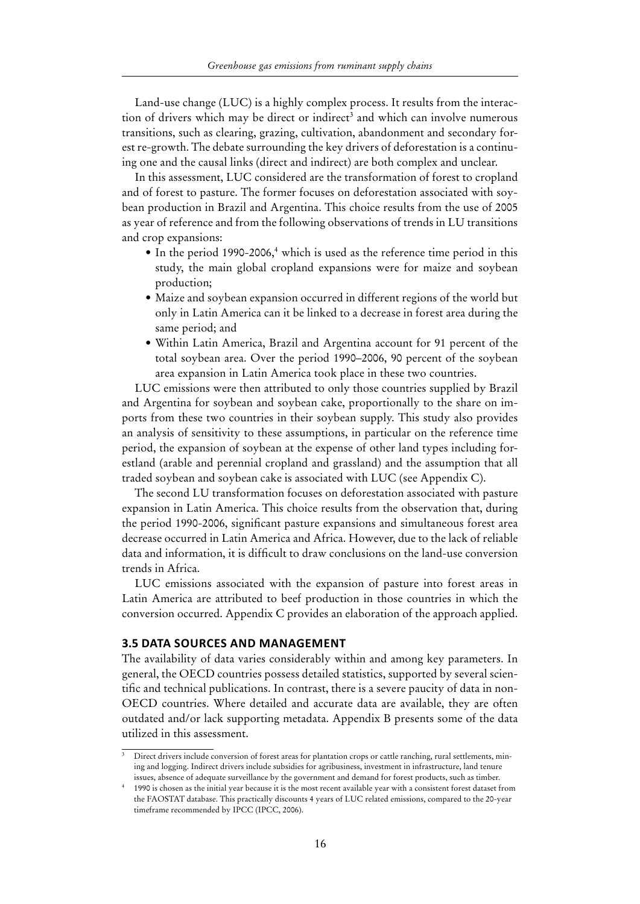Land-use change (LUC) is a highly complex process. It results from the interaction of drivers which may be direct or indirect[3] and which can involve numerous transitions, such as clearing, grazing, cultivation, abandonment and secondary forest re-growth. The debate surrounding the key drivers of deforestation is a continuing one and the causal links (direct and indirect) are both complex and unclear.

In this assessment, LUC considered are the transformation of forest to cropland and of forest to pasture. The former focuses on deforestation associated with soybean production in Brazil and Argentina. This choice results from the use of 2005 as year of reference and from the following observations of trends in LU transitions and crop expansions:

- In the period 1990-2006,[4] which is used as the reference time period in this study, the main global cropland expansions were for maize and soybean production;
- Maize and soybean expansion occurred in different regions of the world but only in Latin America can it be linked to a decrease in forest area during the same period; and
- Within Latin America, Brazil and Argentina account for 91 percent of the total soybean area. Over the period 1990–2006, 90 percent of the soybean area expansion in Latin America took place in these two countries.

LUC emissions were then attributed to only those countries supplied by Brazil and Argentina for soybean and soybean cake, proportionally to the share on imports from these two countries in their soybean supply. This study also provides an analysis of sensitivity to these assumptions, in particular on the reference time period, the expansion of soybean at the expense of other land types including forestland (arable and perennial cropland and grassland) and the assumption that all traded soybean and soybean cake is associated with LUC (see Appendix C).

The second LU transformation focuses on deforestation associated with pasture expansion in Latin America. This choice results from the observation that, during the period 1990-2006, significant pasture expansions and simultaneous forest area decrease occurred in Latin America and Africa. However, due to the lack of reliable data and information, it is difficult to draw conclusions on the land-use conversion trends in Africa.

LUC emissions associated with the expansion of pasture into forest areas in Latin America are attributed to beef production in those countries in which the conversion occurred. Appendix C provides an elaboration of the approach applied.

### 3.5 DATA SOURCES AND MANAGEMENT

The availability of data varies considerably within and among key parameters. In general, the OECD countries possess detailed statistics, supported by several scientific and technical publications. In contrast, there is a severe paucity of data in non-OECD countries. Where detailed and accurate data are available, they are often outdated and/or lack supporting metadata. Appendix B presents some of the data utilized in this assessment.

---

[3] Direct drivers include conversion of forest areas for plantation crops or cattle ranching, rural settlements, mining and logging. Indirect drivers include subsidies for agribusiness, investment in infrastructure, land tenure issues, absence of adequate surveillance by the government and demand for forest products, such as timber.

[4] 1990 is chosen as the initial year because it is the most recent available year with a consistent forest dataset from the FAOSTAT database. This practically discounts 4 years of LUC related emissions, compared to the 20-year timeframe recommended by IPCC (IPCC, 2006).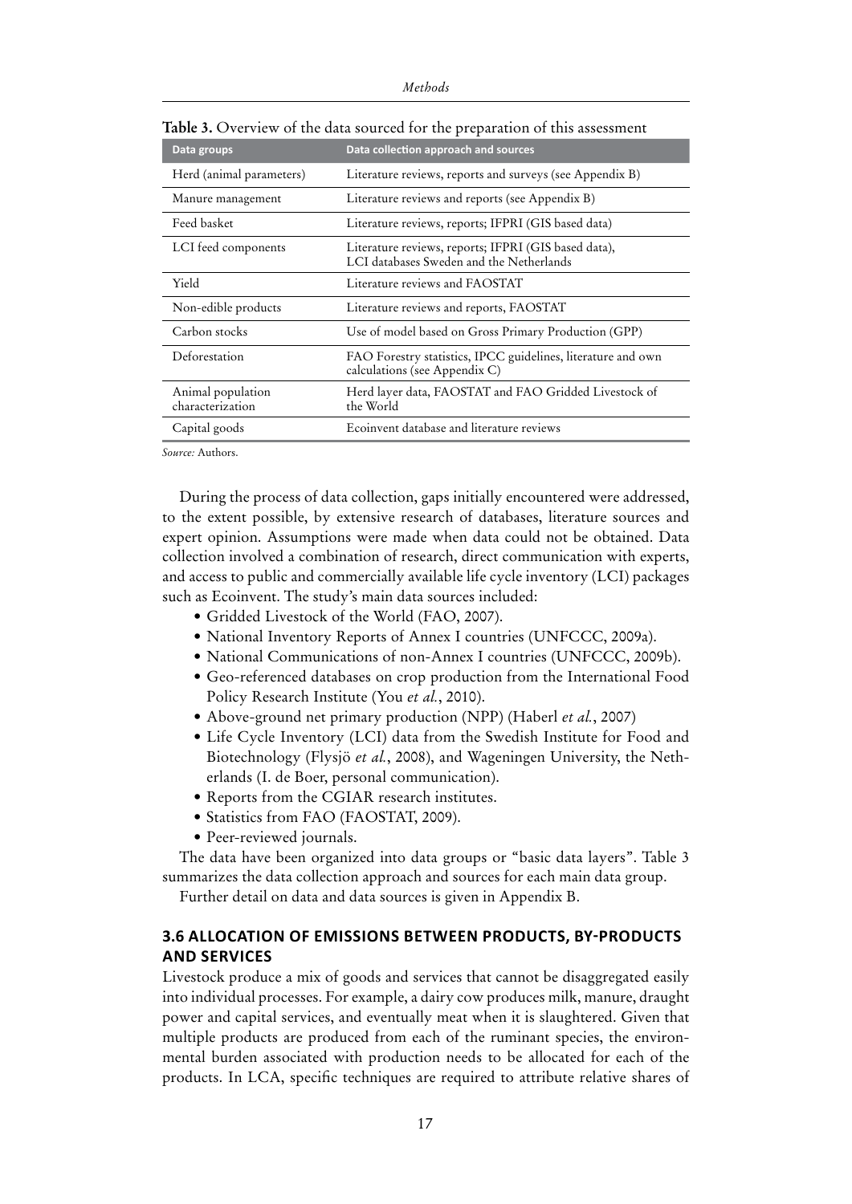**Table 3.** Overview of the data sourced for the preparation of this assessment

| Data groups | Data collection approach and sources |
|---|---|
| Herd (animal parameters) | Literature reviews, reports and surveys (see Appendix B) |
| Manure management | Literature reviews and reports (see Appendix B) |
| Feed basket | Literature reviews, reports; IFPRI (GIS based data) |
| LCI feed components | Literature reviews, reports; IFPRI (GIS based data), LCI databases Sweden and the Netherlands |
| Yield | Literature reviews and FAOSTAT |
| Non-edible products | Literature reviews and reports, FAOSTAT |
| Carbon stocks | Use of model based on Gross Primary Production (GPP) |
| Deforestation | FAO Forestry statistics, IPCC guidelines, literature and own calculations (see Appendix C) |
| Animal population characterization | Herd layer data, FAOSTAT and FAO Gridded Livestock of the World |
| Capital goods | Ecoinvent database and literature reviews |

*Source:* Authors.

During the process of data collection, gaps initially encountered were addressed, to the extent possible, by extensive research of databases, literature sources and expert opinion. Assumptions were made when data could not be obtained. Data collection involved a combination of research, direct communication with experts, and access to public and commercially available life cycle inventory (LCI) packages such as Ecoinvent. The study's main data sources included:

- Gridded Livestock of the World (FAO, 2007).
- National Inventory Reports of Annex I countries (UNFCCC, 2009a).
- National Communications of non-Annex I countries (UNFCCC, 2009b).
- Geo-referenced databases on crop production from the International Food Policy Research Institute (You *et al.*, 2010).
- Above-ground net primary production (NPP) (Haberl *et al.*, 2007)
- Life Cycle Inventory (LCI) data from the Swedish Institute for Food and Biotechnology (Flysjö *et al.*, 2008), and Wageningen University, the Netherlands (I. de Boer, personal communication).
- Reports from the CGIAR research institutes.
- Statistics from FAO (FAOSTAT, 2009).
- Peer-reviewed journals.

The data have been organized into data groups or "basic data layers". Table 3 summarizes the data collection approach and sources for each main data group.

Further detail on data and data sources is given in Appendix B.

## 3.6 ALLOCATION OF EMISSIONS BETWEEN PRODUCTS, BY-PRODUCTS AND SERVICES

Livestock produce a mix of goods and services that cannot be disaggregated easily into individual processes. For example, a dairy cow produces milk, manure, draught power and capital services, and eventually meat when it is slaughtered. Given that multiple products are produced from each of the ruminant species, the environmental burden associated with production needs to be allocated for each of the products. In LCA, specific techniques are required to attribute relative shares of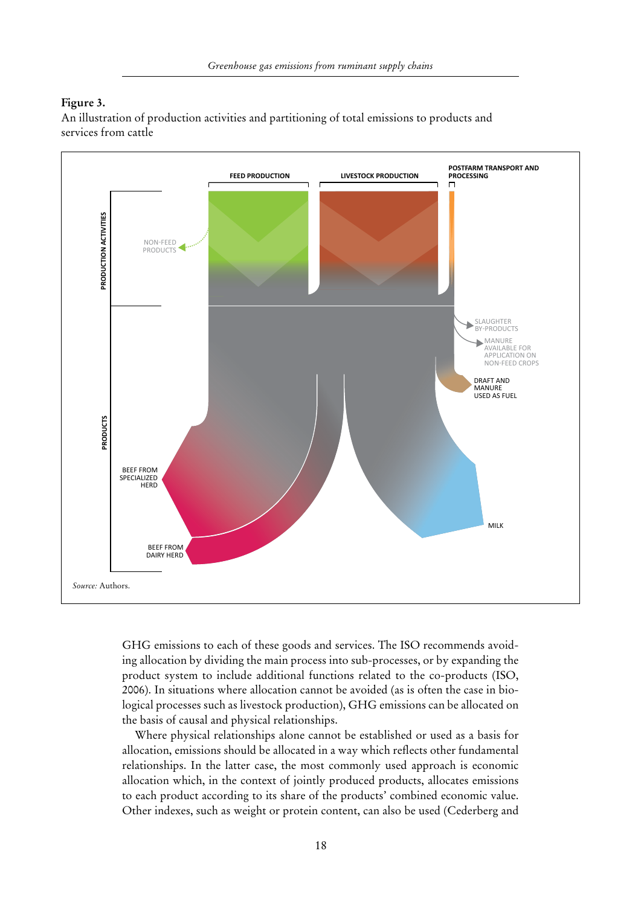**Figure 3.**
An illustration of production activities and partitioning of total emissions to products and services from cattle

FEED PRODUCTION | LIVESTOCK PRODUCTION | POSTFARM TRANSPORT AND PROCESSING

PRODUCTION ACTIVITIES: NON-FEED PRODUCTS

PRODUCTS: SLAUGHTER BY-PRODUCTS; MANURE AVAILABLE FOR APPLICATION ON NON-FEED CROPS; DRAFT AND MANURE USED AS FUEL; BEEF FROM SPECIALIZED HERD; BEEF FROM DAIRY HERD; MILK

*Source:* Authors.

GHG emissions to each of these goods and services. The ISO recommends avoiding allocation by dividing the main process into sub-processes, or by expanding the product system to include additional functions related to the co-products (ISO, 2006). In situations where allocation cannot be avoided (as is often the case in biological processes such as livestock production), GHG emissions can be allocated on the basis of causal and physical relationships.

Where physical relationships alone cannot be established or used as a basis for allocation, emissions should be allocated in a way which reflects other fundamental relationships. In the latter case, the most commonly used approach is economic allocation which, in the context of jointly produced products, allocates emissions to each product according to its share of the products' combined economic value. Other indexes, such as weight or protein content, can also be used (Cederberg and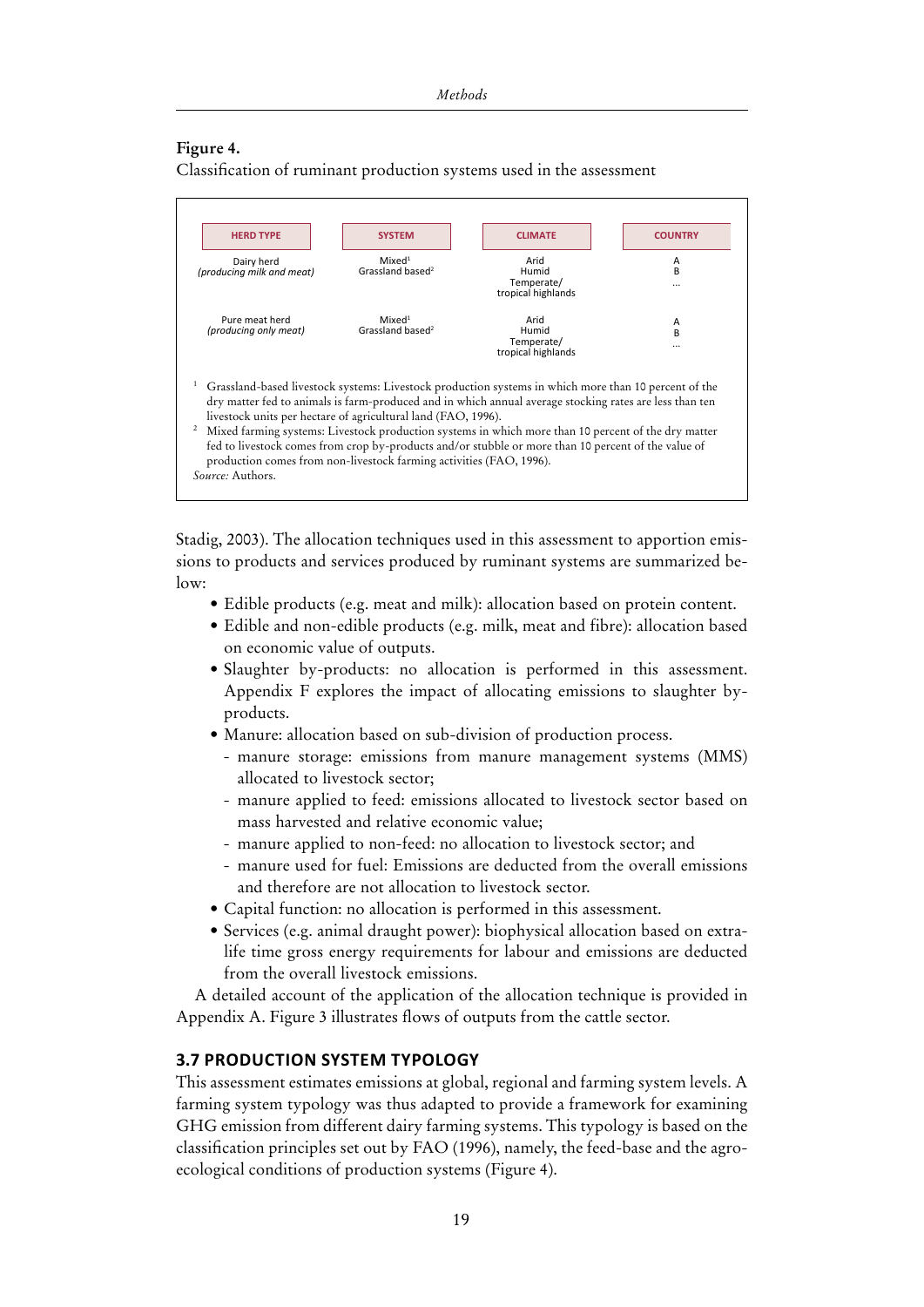**Figure 4.**
Classification of ruminant production systems used in the assessment

| HERD TYPE | SYSTEM | CLIMATE | COUNTRY |
|---|---|---|---|
| Dairy herd *(producing milk and meat)* | Mixed[1] Grassland based[2] | Arid Humid Temperate/ tropical highlands | A B ... |
| Pure meat herd *(producing only meat)* | Mixed[1] Grassland based[2] | Arid Humid Temperate/ tropical highlands | A B ... |

[1] Grassland-based livestock systems: Livestock production systems in which more than 10 percent of the dry matter fed to animals is farm-produced and in which annual average stocking rates are less than ten livestock units per hectare of agricultural land (FAO, 1996).
[2] Mixed farming systems: Livestock production systems in which more than 10 percent of the dry matter fed to livestock comes from crop by-products and/or stubble or more than 10 percent of the value of production comes from non-livestock farming activities (FAO, 1996).
*Source:* Authors.

Stadig, 2003). The allocation techniques used in this assessment to apportion emissions to products and services produced by ruminant systems are summarized below:

- Edible products (e.g. meat and milk): allocation based on protein content.
- Edible and non-edible products (e.g. milk, meat and fibre): allocation based on economic value of outputs.
- Slaughter by-products: no allocation is performed in this assessment. Appendix F explores the impact of allocating emissions to slaughter by-products.
- Manure: allocation based on sub-division of production process.
  - manure storage: emissions from manure management systems (MMS) allocated to livestock sector;
  - manure applied to feed: emissions allocated to livestock sector based on mass harvested and relative economic value;
  - manure applied to non-feed: no allocation to livestock sector; and
  - manure used for fuel: Emissions are deducted from the overall emissions and therefore are not allocation to livestock sector.
- Capital function: no allocation is performed in this assessment.
- Services (e.g. animal draught power): biophysical allocation based on extra-life time gross energy requirements for labour and emissions are deducted from the overall livestock emissions.

A detailed account of the application of the allocation technique is provided in Appendix A. Figure 3 illustrates flows of outputs from the cattle sector.

### 3.7 PRODUCTION SYSTEM TYPOLOGY

This assessment estimates emissions at global, regional and farming system levels. A farming system typology was thus adapted to provide a framework for examining GHG emission from different dairy farming systems. This typology is based on the classification principles set out by FAO (1996), namely, the feed-base and the agro-ecological conditions of production systems (Figure 4).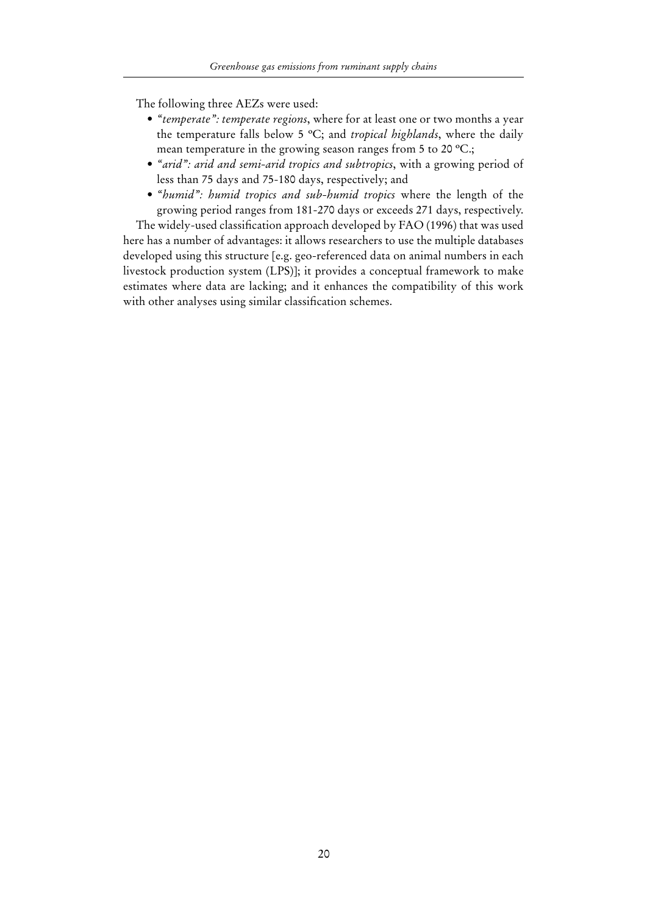The following three AEZs were used:

- *"temperate": temperate regions*, where for at least one or two months a year the temperature falls below 5 ºC; and *tropical highlands*, where the daily mean temperature in the growing season ranges from 5 to 20 ºC.;
- *"arid": arid and semi-arid tropics and subtropics*, with a growing period of less than 75 days and 75-180 days, respectively; and
- *"humid": humid tropics and sub-humid tropics* where the length of the growing period ranges from 181-270 days or exceeds 271 days, respectively.

The widely-used classification approach developed by FAO (1996) that was used here has a number of advantages: it allows researchers to use the multiple databases developed using this structure [e.g. geo-referenced data on animal numbers in each livestock production system (LPS)]; it provides a conceptual framework to make estimates where data are lacking; and it enhances the compatibility of this work with other analyses using similar classification schemes.